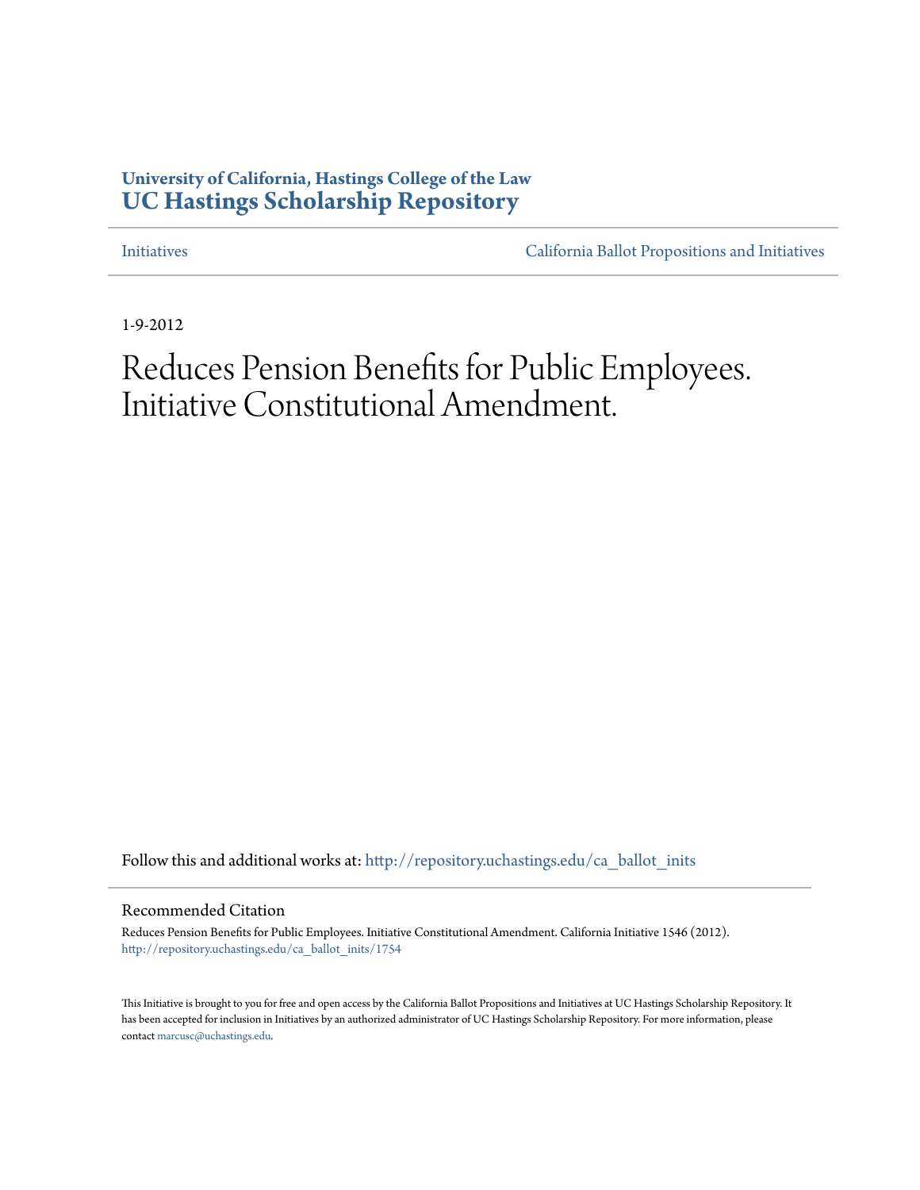University of California, Hastings College of the Law
**UC Hastings Scholarship Repository**

Initiatives | California Ballot Propositions and Initiatives

1-9-2012

# Reduces Pension Benefits for Public Employees. Initiative Constitutional Amendment.

Follow this and additional works at: http://repository.uchastings.edu/ca_ballot_inits

## Recommended Citation

Reduces Pension Benefits for Public Employees. Initiative Constitutional Amendment. California Initiative 1546 (2012).
http://repository.uchastings.edu/ca_ballot_inits/1754

This Initiative is brought to you for free and open access by the California Ballot Propositions and Initiatives at UC Hastings Scholarship Repository. It has been accepted for inclusion in Initiatives by an authorized administrator of UC Hastings Scholarship Repository. For more information, please contact marcusc@uchastings.edu.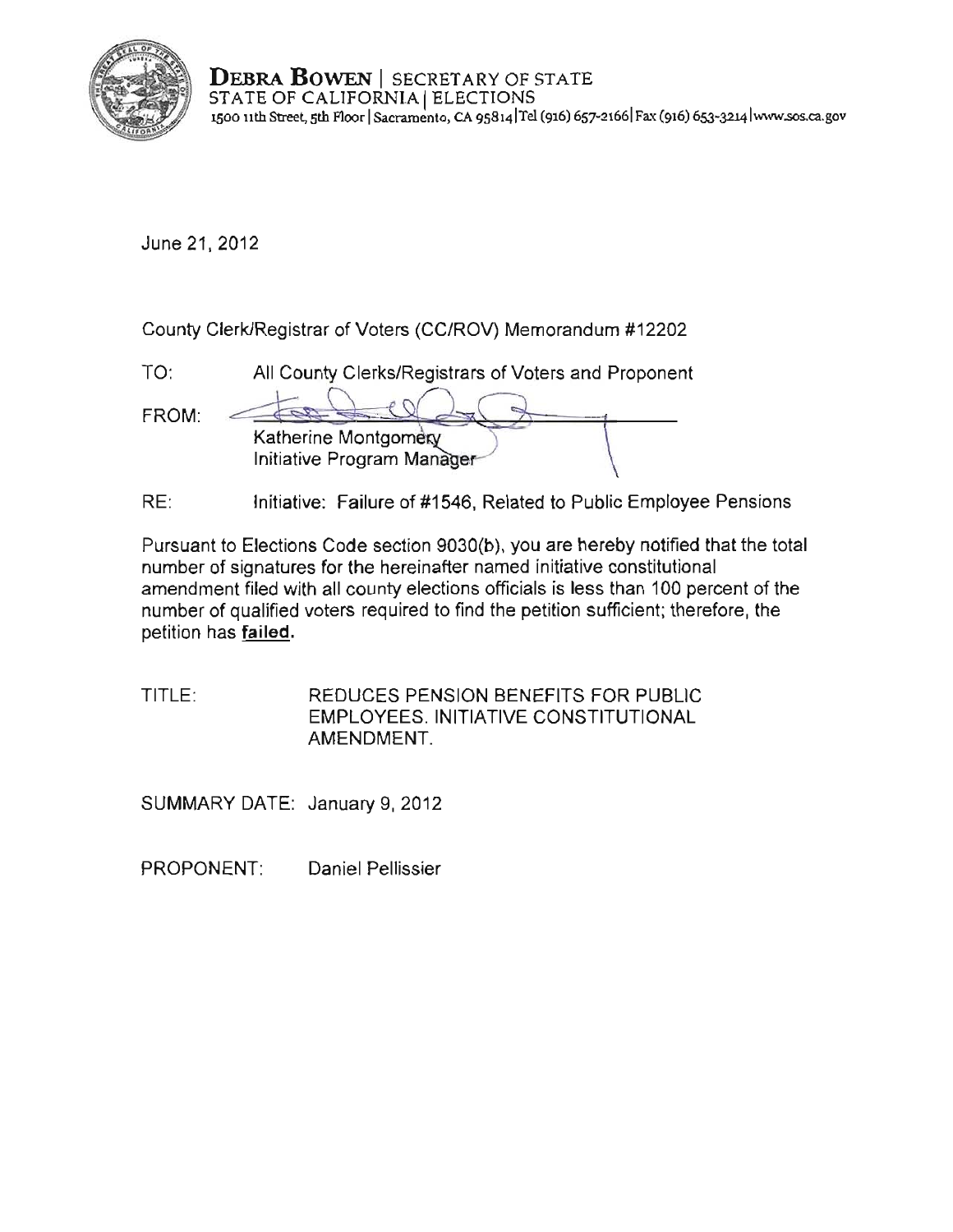**DEBRA BOWEN** | SECRETARY OF STATE
STATE OF CALIFORNIA | ELECTIONS
1500 11th Street, 5th Floor | Sacramento, CA 95814 | Tel (916) 657-2166 | Fax (916) 653-3214 | www.sos.ca.gov

June 21, 2012

County Clerk/Registrar of Voters (CC/ROV) Memorandum #12202

TO: All County Clerks/Registrars of Voters and Proponent

FROM: Katherine Montgomery
Initiative Program Manager

RE: Initiative: Failure of #1546, Related to Public Employee Pensions

Pursuant to Elections Code section 9030(b), you are hereby notified that the total number of signatures for the hereinafter named initiative constitutional amendment filed with all county elections officials is less than 100 percent of the number of qualified voters required to find the petition sufficient; therefore, the petition has **failed.**

TITLE: REDUCES PENSION BENEFITS FOR PUBLIC EMPLOYEES. INITIATIVE CONSTITUTIONAL AMENDMENT.

SUMMARY DATE: January 9, 2012

PROPONENT: Daniel Pellissier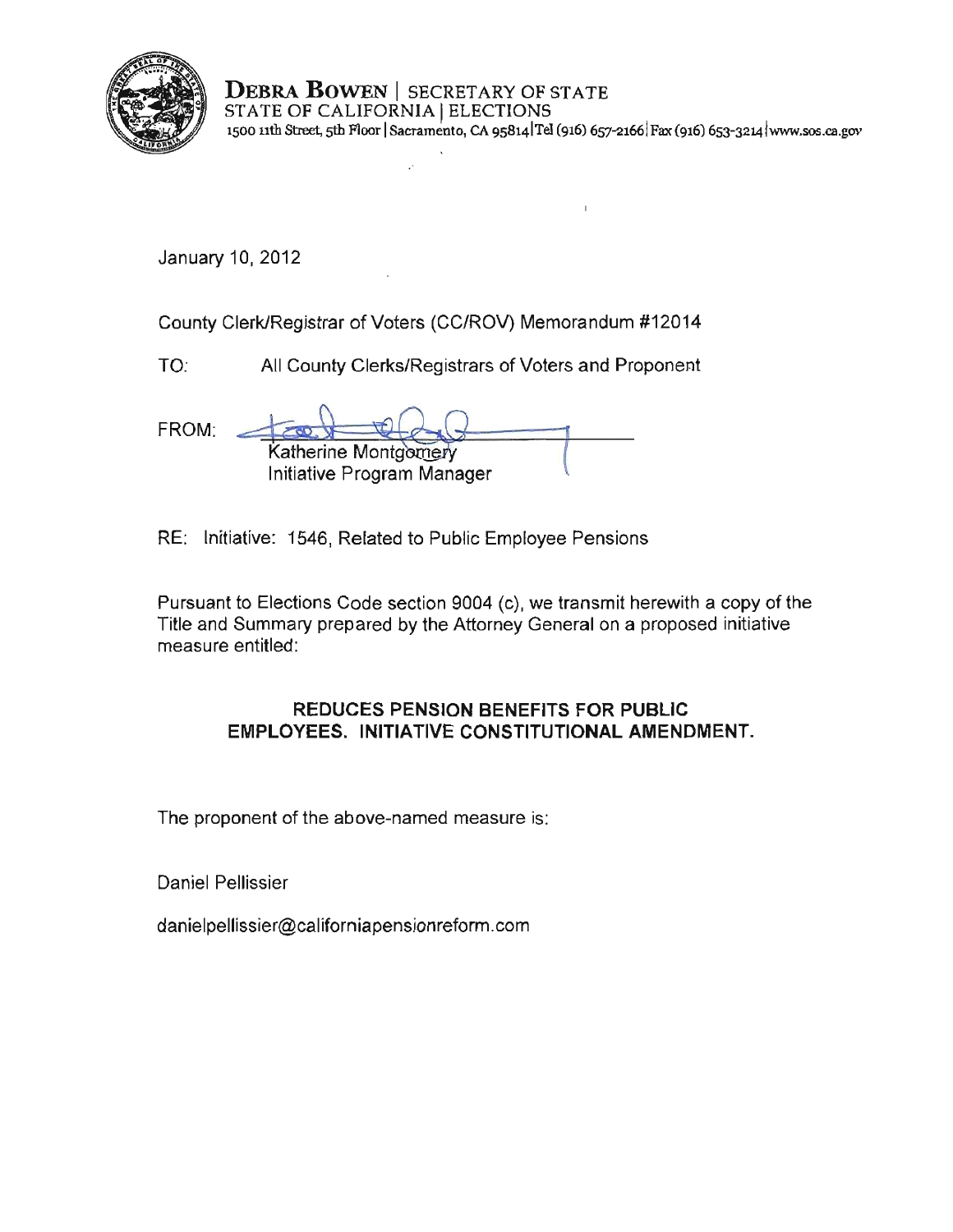**DEBRA BOWEN** | SECRETARY OF STATE
STATE OF CALIFORNIA | ELECTIONS
1500 11th Street, 5th Floor | Sacramento, CA 95814 | Tel (916) 657-2166 | Fax (916) 653-3214 | www.sos.ca.gov

January 10, 2012

County Clerk/Registrar of Voters (CC/ROV) Memorandum #12014

TO: All County Clerks/Registrars of Voters and Proponent

FROM: Katherine Montgomery
Initiative Program Manager

RE: Initiative: 1546, Related to Public Employee Pensions

Pursuant to Elections Code section 9004 (c), we transmit herewith a copy of the Title and Summary prepared by the Attorney General on a proposed initiative measure entitled:

**REDUCES PENSION BENEFITS FOR PUBLIC EMPLOYEES. INITIATIVE CONSTITUTIONAL AMENDMENT.**

The proponent of the above-named measure is:

Daniel Pellissier

danielpellissier@californiapensionreform.com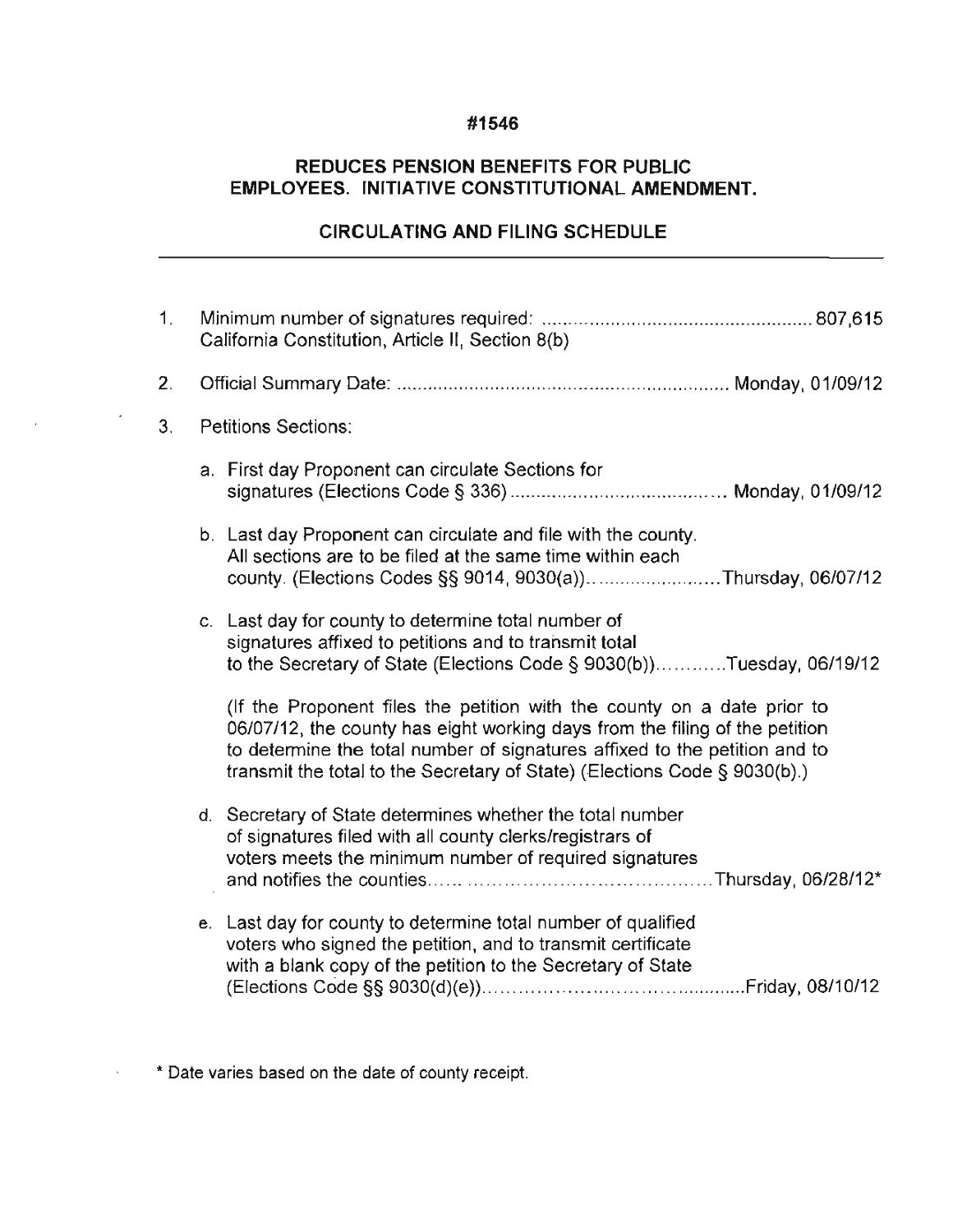**#1546**

**REDUCES PENSION BENEFITS FOR PUBLIC EMPLOYEES. INITIATIVE CONSTITUTIONAL AMENDMENT.**

**CIRCULATING AND FILING SCHEDULE**

1. Minimum number of signatures required: .................................................... 807,615
   California Constitution, Article II, Section 8(b)

2. Official Summary Date: ............................................................... Monday, 01/09/12

3. Petitions Sections:

   a. First day Proponent can circulate Sections for signatures (Elections Code § 336) ........................................ Monday, 01/09/12

   b. Last day Proponent can circulate and file with the county. All sections are to be filed at the same time within each county. (Elections Codes §§ 9014, 9030(a))........................Thursday, 06/07/12

   c. Last day for county to determine total number of signatures affixed to petitions and to transmit total to the Secretary of State (Elections Code § 9030(b))............Tuesday, 06/19/12

      (If the Proponent files the petition with the county on a date prior to 06/07/12, the county has eight working days from the filing of the petition to determine the total number of signatures affixed to the petition and to transmit the total to the Secretary of State) (Elections Code § 9030(b).)

   d. Secretary of State determines whether the total number of signatures filed with all county clerks/registrars of voters meets the minimum number of required signatures and notifies the counties.............................................Thursday, 06/28/12*

   e. Last day for county to determine total number of qualified voters who signed the petition, and to transmit certificate with a blank copy of the petition to the Secretary of State (Elections Code §§ 9030(d)(e))...............................................Friday, 08/10/12

\* Date varies based on the date of county receipt.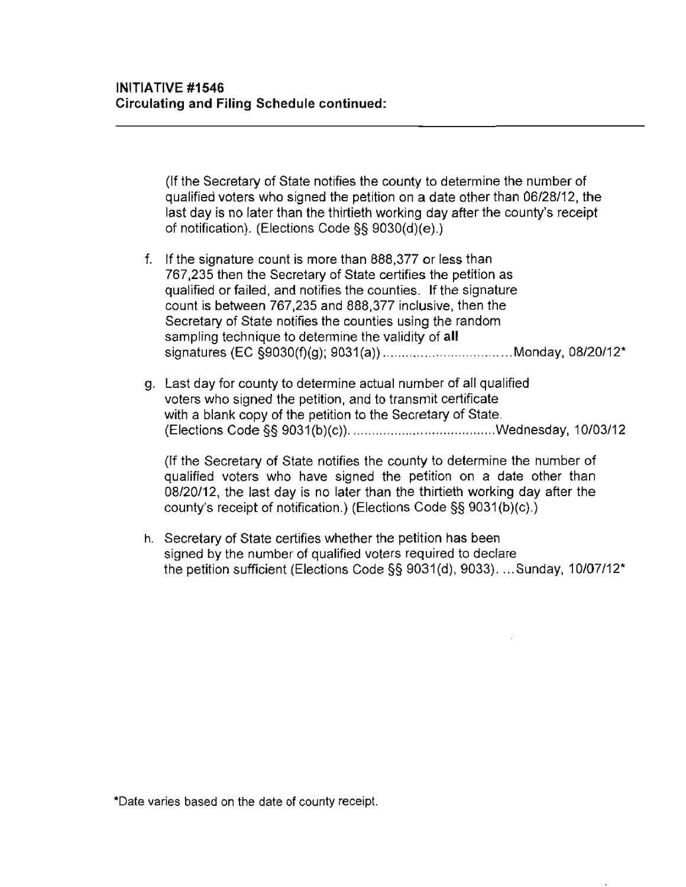**INITIATIVE #1546**
**Circulating and Filing Schedule continued:**

(If the Secretary of State notifies the county to determine the number of qualified voters who signed the petition on a date other than 06/28/12, the last day is no later than the thirtieth working day after the county's receipt of notification). (Elections Code §§ 9030(d)(e).)

f. If the signature count is more than 888,377 or less than 767,235 then the Secretary of State certifies the petition as qualified or failed, and notifies the counties. If the signature count is between 767,235 and 888,377 inclusive, then the Secretary of State notifies the counties using the random sampling technique to determine the validity of **all** signatures (EC §9030(f)(g); 9031(a)) .................................Monday, 08/20/12*

g. Last day for county to determine actual number of all qualified voters who signed the petition, and to transmit certificate with a blank copy of the petition to the Secretary of State. (Elections Code §§ 9031(b)(c)). .....................................Wednesday, 10/03/12

   (If the Secretary of State notifies the county to determine the number of qualified voters who have signed the petition on a date other than 08/20/12, the last day is no later than the thirtieth working day after the county's receipt of notification.) (Elections Code §§ 9031(b)(c).)

h. Secretary of State certifies whether the petition has been signed by the number of qualified voters required to declare the petition sufficient (Elections Code §§ 9031(d), 9033). ...Sunday, 10/07/12*

*Date varies based on the date of county receipt.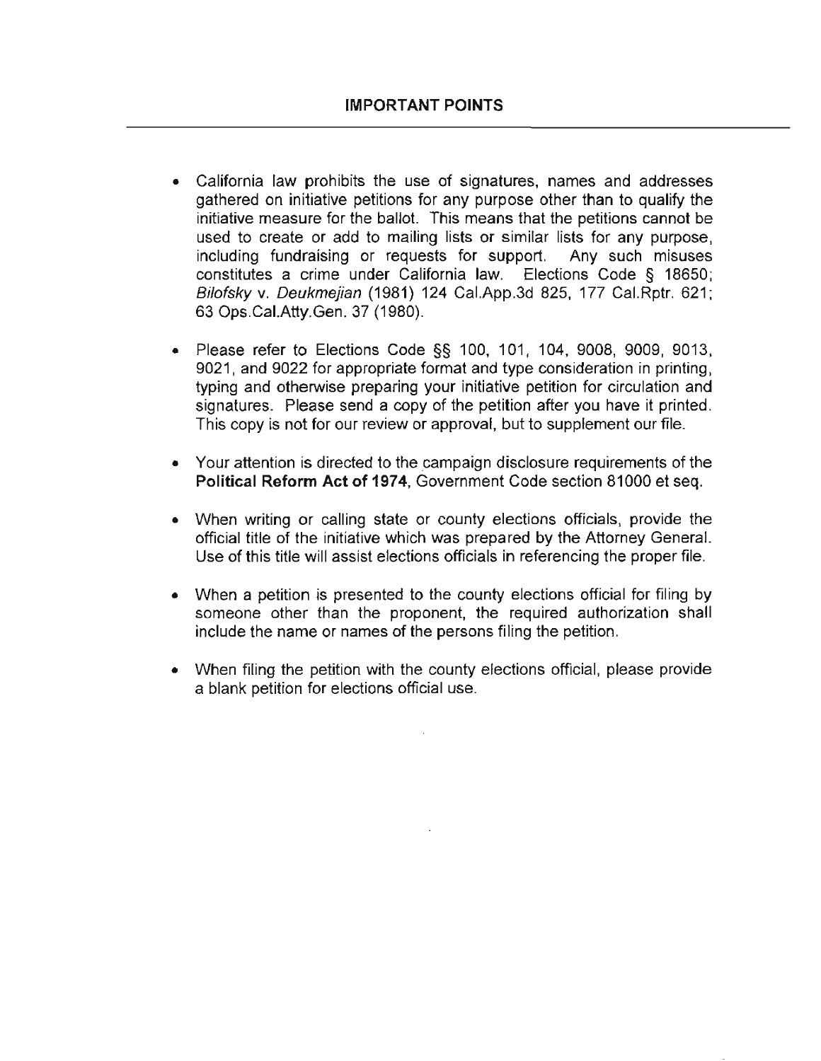## IMPORTANT POINTS

- California law prohibits the use of signatures, names and addresses gathered on initiative petitions for any purpose other than to qualify the initiative measure for the ballot. This means that the petitions cannot be used to create or add to mailing lists or similar lists for any purpose, including fundraising or requests for support. Any such misuses constitutes a crime under California law. Elections Code § 18650; *Bilofsky* v. *Deukmejian* (1981) 124 Cal.App.3d 825, 177 Cal.Rptr. 621; 63 Ops.Cal.Atty.Gen. 37 (1980).

- Please refer to Elections Code §§ 100, 101, 104, 9008, 9009, 9013, 9021, and 9022 for appropriate format and type consideration in printing, typing and otherwise preparing your initiative petition for circulation and signatures. Please send a copy of the petition after you have it printed. This copy is not for our review or approval, but to supplement our file.

- Your attention is directed to the campaign disclosure requirements of the **Political Reform Act of 1974**, Government Code section 81000 et seq.

- When writing or calling state or county elections officials, provide the official title of the initiative which was prepared by the Attorney General. Use of this title will assist elections officials in referencing the proper file.

- When a petition is presented to the county elections official for filing by someone other than the proponent, the required authorization shall include the name or names of the persons filing the petition.

- When filing the petition with the county elections official, please provide a blank petition for elections official use.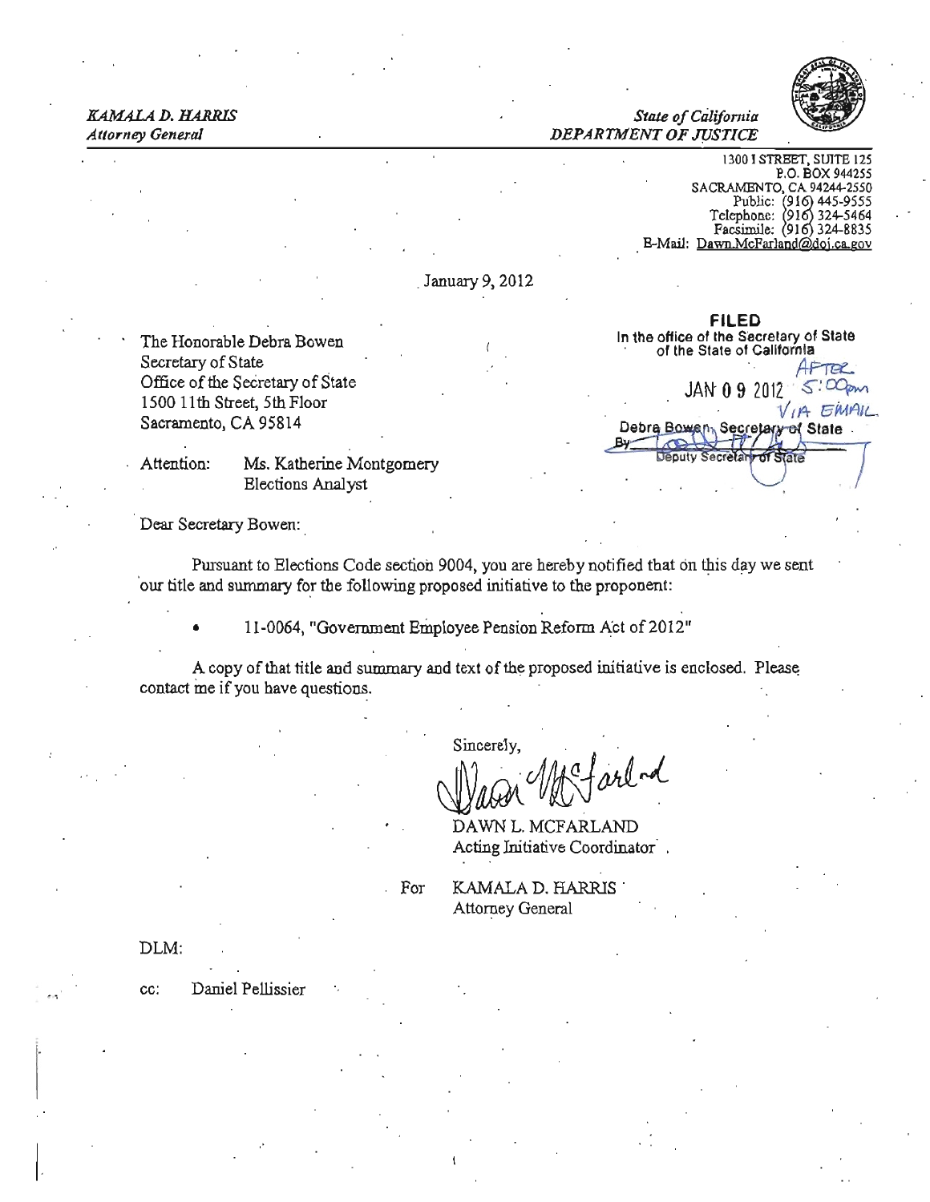*KAMALA D. HARRIS*
*Attorney General*

*State of California*
*DEPARTMENT OF JUSTICE*

1300 I STREET, SUITE 125
P.O. BOX 944255
SACRAMENTO, CA 94244-2550
Public: (916) 445-9555
Telephone: (916) 324-5464
Facsimile: (916) 324-8835
E-Mail: Dawn.McFarland@doj.ca.gov

January 9, 2012

**FILED**
In the office of the Secretary of State
of the State of California
AFTER
JAN 09 2012 5:00pm
VIA EMAIL
Debra Bowen, Secretary of State
By ______
Deputy Secretary of State

The Honorable Debra Bowen
Secretary of State
Office of the Secretary of State
1500 11th Street, 5th Floor
Sacramento, CA 95814

Attention: Ms. Katherine Montgomery
Elections Analyst

Dear Secretary Bowen:

Pursuant to Elections Code section 9004, you are hereby notified that on this day we sent our title and summary for the following proposed initiative to the proponent:

- 11-0064, "Government Employee Pension Reform Act of 2012"

A copy of that title and summary and text of the proposed initiative is enclosed. Please contact me if you have questions.

Sincerely,

DAWN L. MCFARLAND
Acting Initiative Coordinator

For KAMALA D. HARRIS
Attorney General

DLM:

cc: Daniel Pellissier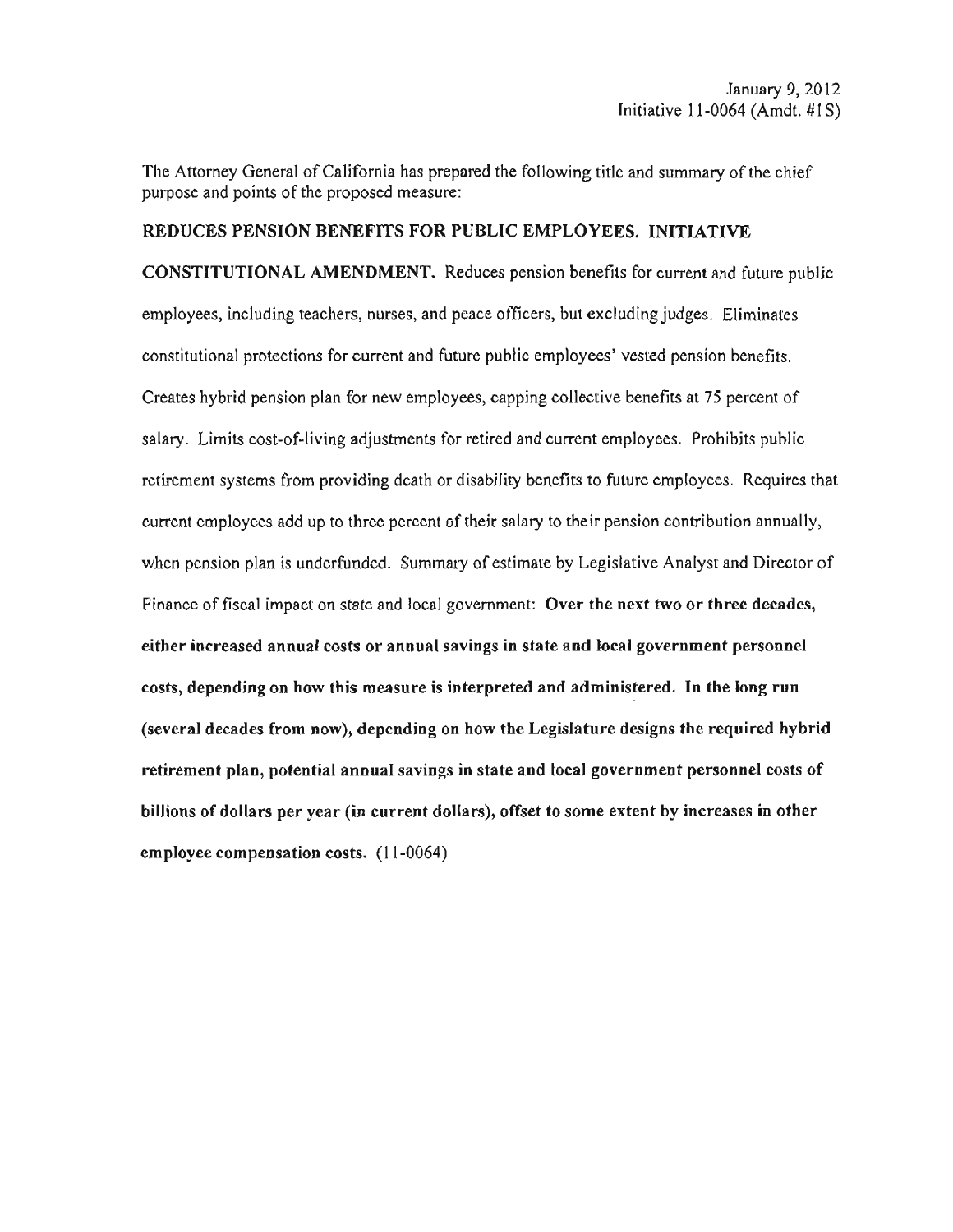January 9, 2012
Initiative 11-0064 (Amdt. #1S)

The Attorney General of California has prepared the following title and summary of the chief purpose and points of the proposed measure:

**REDUCES PENSION BENEFITS FOR PUBLIC EMPLOYEES. INITIATIVE CONSTITUTIONAL AMENDMENT.** Reduces pension benefits for current and future public employees, including teachers, nurses, and peace officers, but excluding judges. Eliminates constitutional protections for current and future public employees' vested pension benefits. Creates hybrid pension plan for new employees, capping collective benefits at 75 percent of salary. Limits cost-of-living adjustments for retired and current employees. Prohibits public retirement systems from providing death or disability benefits to future employees. Requires that current employees add up to three percent of their salary to their pension contribution annually, when pension plan is underfunded. Summary of estimate by Legislative Analyst and Director of Finance of fiscal impact on state and local government: **Over the next two or three decades, either increased annual costs or annual savings in state and local government personnel costs, depending on how this measure is interpreted and administered. In the long run (several decades from now), depending on how the Legislature designs the required hybrid retirement plan, potential annual savings in state and local government personnel costs of billions of dollars per year (in current dollars), offset to some extent by increases in other employee compensation costs.** (11-0064)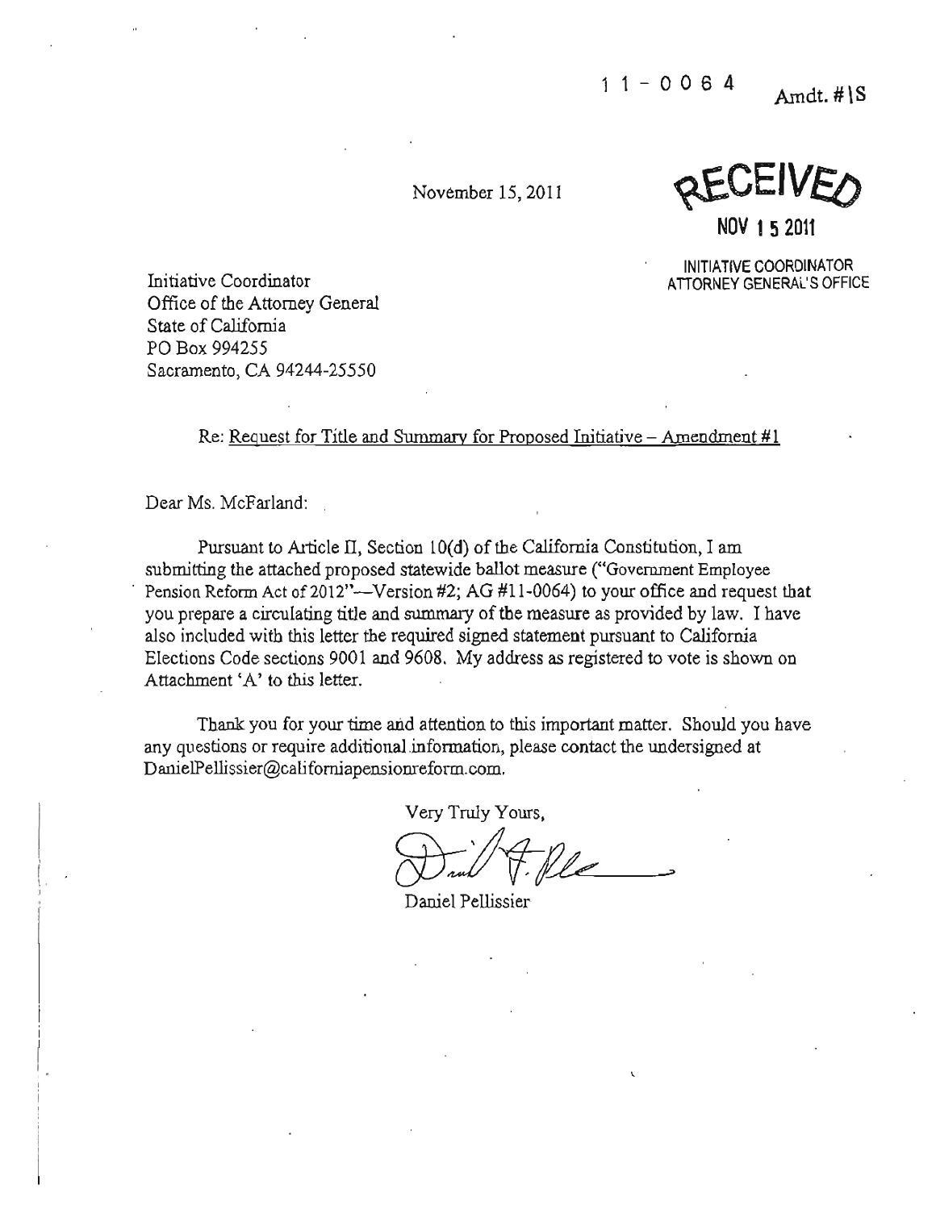11 - 0 0 6 4 Amdt. #1S

November 15, 2011

RECEIVED

NOV 15 2011

INITIATIVE COORDINATOR
ATTORNEY GENERAL'S OFFICE

Initiative Coordinator
Office of the Attorney General
State of California
PO Box 994255
Sacramento, CA 94244-25550

Re: Request for Title and Summary for Proposed Initiative – Amendment #1

Dear Ms. McFarland:

Pursuant to Article II, Section 10(d) of the California Constitution, I am submitting the attached proposed statewide ballot measure ("Government Employee Pension Reform Act of 2012"—Version #2; AG #11-0064) to your office and request that you prepare a circulating title and summary of the measure as provided by law. I have also included with this letter the required signed statement pursuant to California Elections Code sections 9001 and 9608. My address as registered to vote is shown on Attachment 'A' to this letter.

Thank you for your time and attention to this important matter. Should you have any questions or require additional information, please contact the undersigned at DanielPellissier@californiapensionreform.com.

Very Truly Yours,

Daniel Pellissier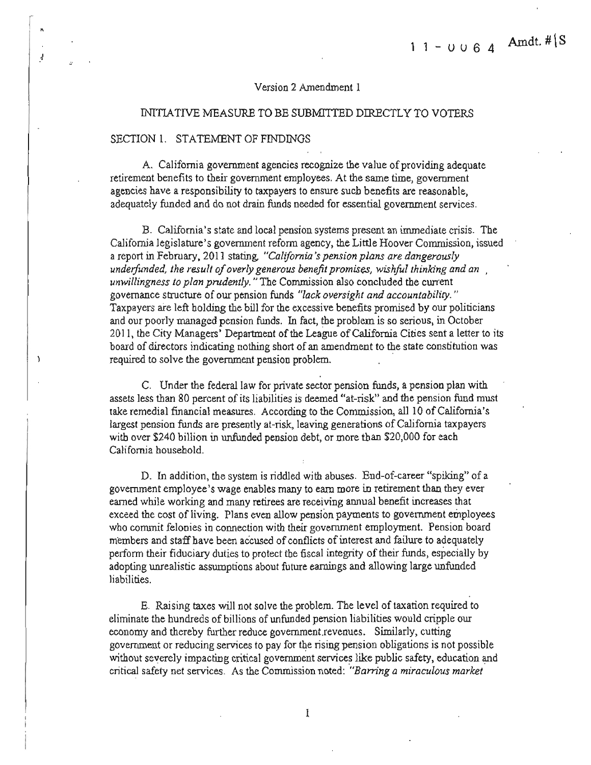11 - 0064 Amdt. #1S

Version 2 Amendment 1

INITIATIVE MEASURE TO BE SUBMITTED DIRECTLY TO VOTERS

SECTION 1. STATEMENT OF FINDINGS

A. California government agencies recognize the value of providing adequate retirement benefits to their government employees. At the same time, government agencies have a responsibility to taxpayers to ensure such benefits are reasonable, adequately funded and do not drain funds needed for essential government services.

B. California's state and local pension systems present an immediate crisis. The California legislature's government reform agency, the Little Hoover Commission, issued a report in February, 2011 stating, *"California's pension plans are dangerously underfunded, the result of overly generous benefit promises, wishful thinking and an unwillingness to plan prudently."* The Commission also concluded the current governance structure of our pension funds *"lack oversight and accountability."* Taxpayers are left holding the bill for the excessive benefits promised by our politicians and our poorly managed pension funds. In fact, the problem is so serious, in October 2011, the City Managers' Department of the League of California Cities sent a letter to its board of directors indicating nothing short of an amendment to the state constitution was required to solve the government pension problem.

C. Under the federal law for private sector pension funds, a pension plan with assets less than 80 percent of its liabilities is deemed "at-risk" and the pension fund must take remedial financial measures. According to the Commission, all 10 of California's largest pension funds are presently at-risk, leaving generations of California taxpayers with over $240 billion in unfunded pension debt, or more than $20,000 for each California household.

D. In addition, the system is riddled with abuses. End-of-career "spiking" of a government employee's wage enables many to earn more in retirement than they ever earned while working and many retirees are receiving annual benefit increases that exceed the cost of living. Plans even allow pension payments to government employees who commit felonies in connection with their government employment. Pension board members and staff have been accused of conflicts of interest and failure to adequately perform their fiduciary duties to protect the fiscal integrity of their funds, especially by adopting unrealistic assumptions about future earnings and allowing large unfunded liabilities.

E. Raising taxes will not solve the problem. The level of taxation required to eliminate the hundreds of billions of unfunded pension liabilities would cripple our economy and thereby further reduce government revenues. Similarly, cutting government or reducing services to pay for the rising pension obligations is not possible without severely impacting critical government services like public safety, education and critical safety net services. As the Commission noted: *"Barring a miraculous market*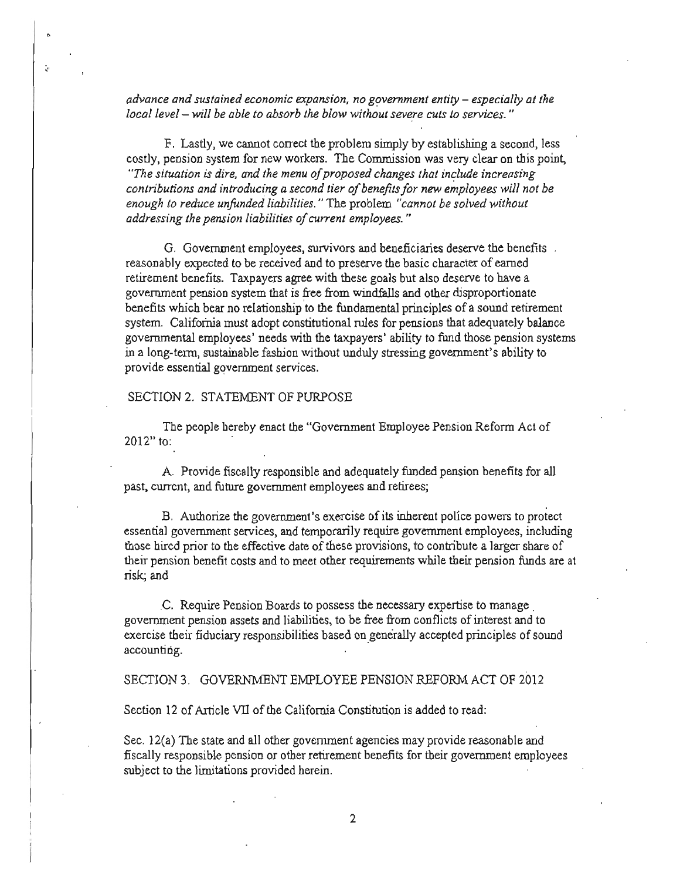*advance and sustained economic expansion, no government entity – especially at the local level – will be able to absorb the blow without severe cuts to services."*

F. Lastly, we cannot correct the problem simply by establishing a second, less costly, pension system for new workers. The Commission was very clear on this point, *"The situation is dire, and the menu of proposed changes that include increasing contributions and introducing a second tier of benefits for new employees will not be enough to reduce unfunded liabilities."* The problem *"cannot be solved without addressing the pension liabilities of current employees."*

G. Government employees, survivors and beneficiaries deserve the benefits reasonably expected to be received and to preserve the basic character of earned retirement benefits. Taxpayers agree with these goals but also deserve to have a government pension system that is free from windfalls and other disproportionate benefits which bear no relationship to the fundamental principles of a sound retirement system. California must adopt constitutional rules for pensions that adequately balance governmental employees' needs with the taxpayers' ability to fund those pension systems in a long-term, sustainable fashion without unduly stressing government's ability to provide essential government services.

## SECTION 2. STATEMENT OF PURPOSE

The people hereby enact the "Government Employee Pension Reform Act of 2012" to:

A. Provide fiscally responsible and adequately funded pension benefits for all past, current, and future government employees and retirees;

B. Authorize the government's exercise of its inherent police powers to protect essential government services, and temporarily require government employees, including those hired prior to the effective date of these provisions, to contribute a larger share of their pension benefit costs and to meet other requirements while their pension funds are at risk; and

C. Require Pension Boards to possess the necessary expertise to manage government pension assets and liabilities, to be free from conflicts of interest and to exercise their fiduciary responsibilities based on generally accepted principles of sound accounting.

## SECTION 3. GOVERNMENT EMPLOYEE PENSION REFORM ACT OF 2012

Section 12 of Article VII of the California Constitution is added to read:

Sec. 12(a) The state and all other government agencies may provide reasonable and fiscally responsible pension or other retirement benefits for their government employees subject to the limitations provided herein.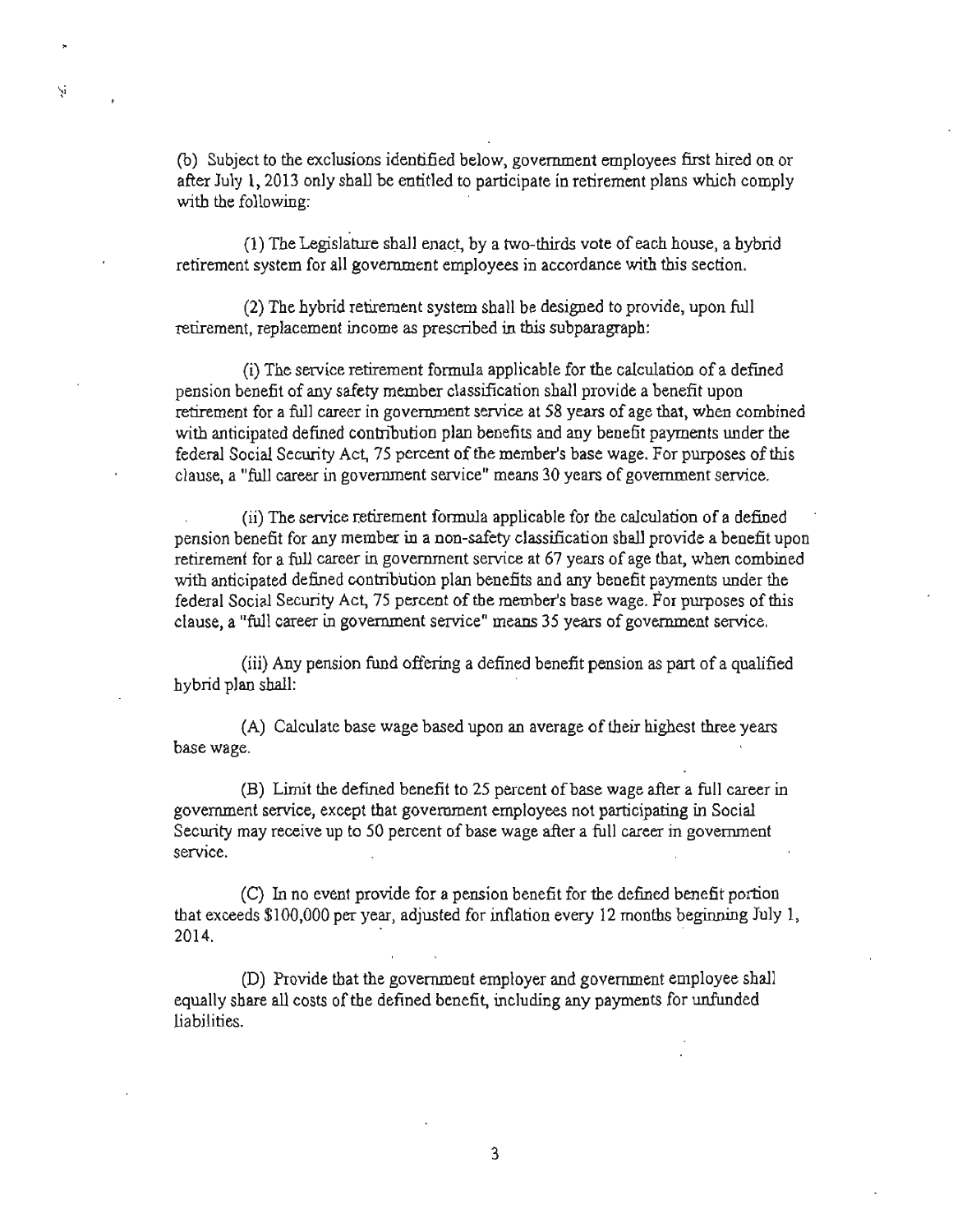(b) Subject to the exclusions identified below, government employees first hired on or after July 1, 2013 only shall be entitled to participate in retirement plans which comply with the following:

(1) The Legislature shall enact, by a two-thirds vote of each house, a hybrid retirement system for all government employees in accordance with this section.

(2) The hybrid retirement system shall be designed to provide, upon full retirement, replacement income as prescribed in this subparagraph:

(i) The service retirement formula applicable for the calculation of a defined pension benefit of any safety member classification shall provide a benefit upon retirement for a full career in government service at 58 years of age that, when combined with anticipated defined contribution plan benefits and any benefit payments under the federal Social Security Act, 75 percent of the member's base wage. For purposes of this clause, a "full career in government service" means 30 years of government service.

(ii) The service retirement formula applicable for the calculation of a defined pension benefit for any member in a non-safety classification shall provide a benefit upon retirement for a full career in government service at 67 years of age that, when combined with anticipated defined contribution plan benefits and any benefit payments under the federal Social Security Act, 75 percent of the member's base wage. For purposes of this clause, a "full career in government service" means 35 years of government service.

(iii) Any pension fund offering a defined benefit pension as part of a qualified hybrid plan shall:

(A) Calculate base wage based upon an average of their highest three years base wage.

(B) Limit the defined benefit to 25 percent of base wage after a full career in government service, except that government employees not participating in Social Security may receive up to 50 percent of base wage after a full career in government service.

(C) In no event provide for a pension benefit for the defined benefit portion that exceeds $100,000 per year, adjusted for inflation every 12 months beginning July 1, 2014.

(D) Provide that the government employer and government employee shall equally share all costs of the defined benefit, including any payments for unfunded liabilities.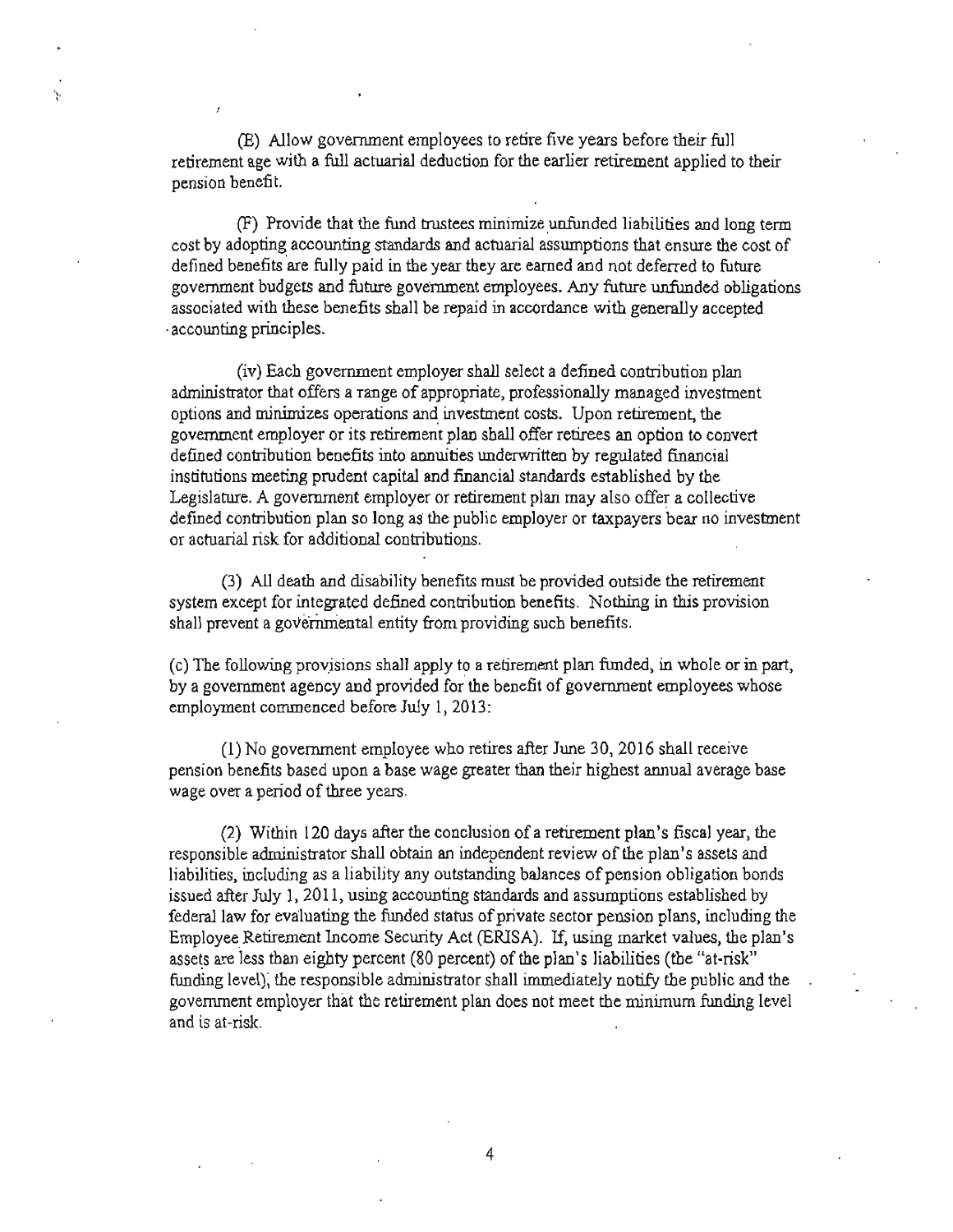(E) Allow government employees to retire five years before their full retirement age with a full actuarial deduction for the earlier retirement applied to their pension benefit.

(F) Provide that the fund trustees minimize unfunded liabilities and long term cost by adopting accounting standards and actuarial assumptions that ensure the cost of defined benefits are fully paid in the year they are earned and not deferred to future government budgets and future government employees. Any future unfunded obligations associated with these benefits shall be repaid in accordance with generally accepted accounting principles.

(iv) Each government employer shall select a defined contribution plan administrator that offers a range of appropriate, professionally managed investment options and minimizes operations and investment costs. Upon retirement, the government employer or its retirement plan shall offer retirees an option to convert defined contribution benefits into annuities underwritten by regulated financial institutions meeting prudent capital and financial standards established by the Legislature. A government employer or retirement plan may also offer a collective defined contribution plan so long as the public employer or taxpayers bear no investment or actuarial risk for additional contributions.

(3) All death and disability benefits must be provided outside the retirement system except for integrated defined contribution benefits. Nothing in this provision shall prevent a governmental entity from providing such benefits.

(c) The following provisions shall apply to a retirement plan funded, in whole or in part, by a government agency and provided for the benefit of government employees whose employment commenced before July 1, 2013:

(1) No government employee who retires after June 30, 2016 shall receive pension benefits based upon a base wage greater than their highest annual average base wage over a period of three years.

(2) Within 120 days after the conclusion of a retirement plan's fiscal year, the responsible administrator shall obtain an independent review of the plan's assets and liabilities, including as a liability any outstanding balances of pension obligation bonds issued after July 1, 2011, using accounting standards and assumptions established by federal law for evaluating the funded status of private sector pension plans, including the Employee Retirement Income Security Act (ERISA). If, using market values, the plan's assets are less than eighty percent (80 percent) of the plan's liabilities (the "at-risk" funding level), the responsible administrator shall immediately notify the public and the government employer that the retirement plan does not meet the minimum funding level and is at-risk.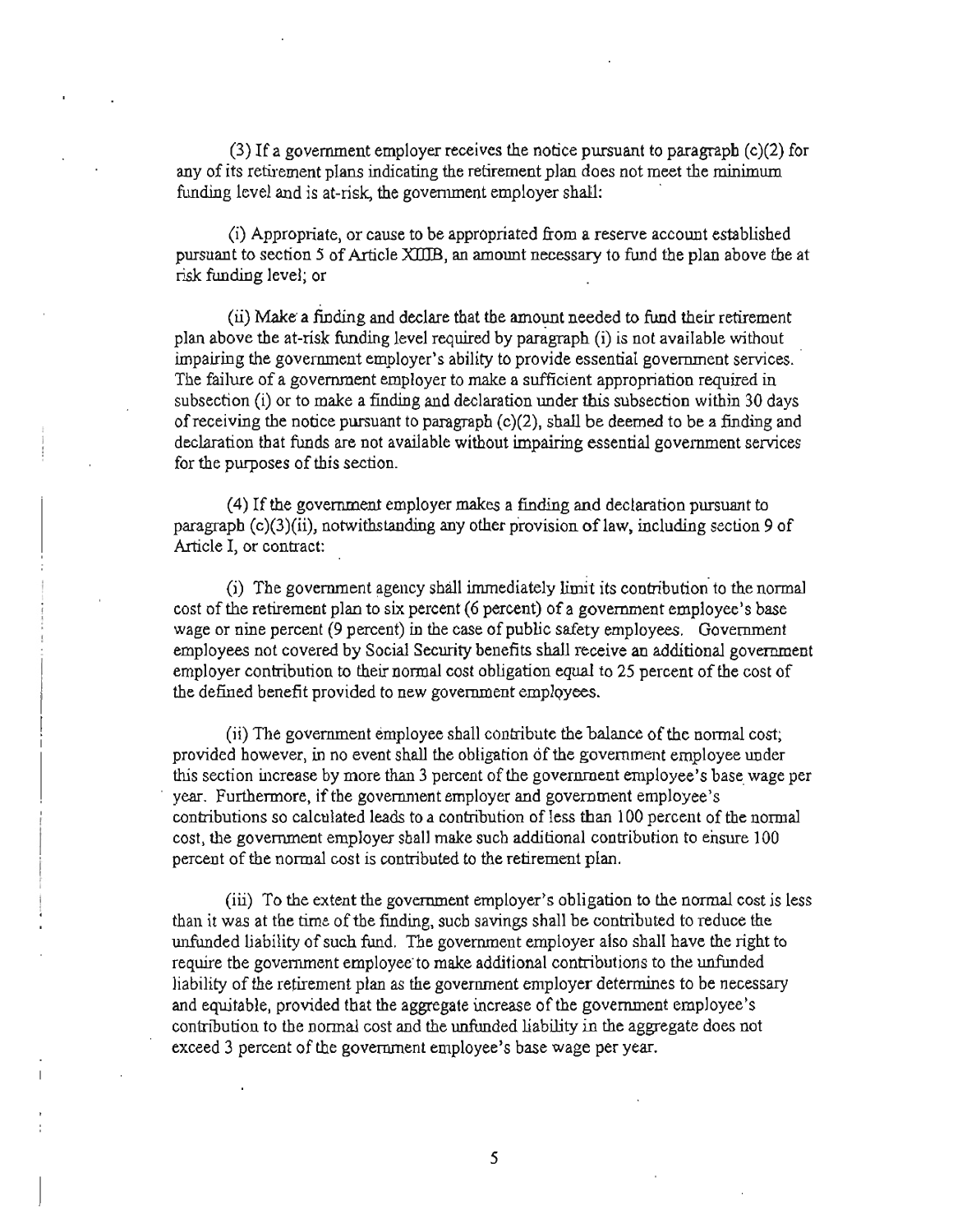(3) If a government employer receives the notice pursuant to paragraph (c)(2) for any of its retirement plans indicating the retirement plan does not meet the minimum funding level and is at-risk, the government employer shall:

(i) Appropriate, or cause to be appropriated from a reserve account established pursuant to section 5 of Article XIIIB, an amount necessary to fund the plan above the at risk funding level; or

(ii) Make a finding and declare that the amount needed to fund their retirement plan above the at-risk funding level required by paragraph (i) is not available without impairing the government employer's ability to provide essential government services. The failure of a government employer to make a sufficient appropriation required in subsection (i) or to make a finding and declaration under this subsection within 30 days of receiving the notice pursuant to paragraph (c)(2), shall be deemed to be a finding and declaration that funds are not available without impairing essential government services for the purposes of this section.

(4) If the government employer makes a finding and declaration pursuant to paragraph (c)(3)(ii), notwithstanding any other provision of law, including section 9 of Article I, or contract:

(i) The government agency shall immediately limit its contribution to the normal cost of the retirement plan to six percent (6 percent) of a government employee's base wage or nine percent (9 percent) in the case of public safety employees. Government employees not covered by Social Security benefits shall receive an additional government employer contribution to their normal cost obligation equal to 25 percent of the cost of the defined benefit provided to new government employees.

(ii) The government employee shall contribute the balance of the normal cost; provided however, in no event shall the obligation of the government employee under this section increase by more than 3 percent of the government employee's base wage per year. Furthermore, if the government employer and government employee's contributions so calculated leads to a contribution of less than 100 percent of the normal cost, the government employer shall make such additional contribution to ensure 100 percent of the normal cost is contributed to the retirement plan.

(iii) To the extent the government employer's obligation to the normal cost is less than it was at the time of the finding, such savings shall be contributed to reduce the unfunded liability of such fund. The government employer also shall have the right to require the government employee to make additional contributions to the unfunded liability of the retirement plan as the government employer determines to be necessary and equitable, provided that the aggregate increase of the government employee's contribution to the normal cost and the unfunded liability in the aggregate does not exceed 3 percent of the government employee's base wage per year.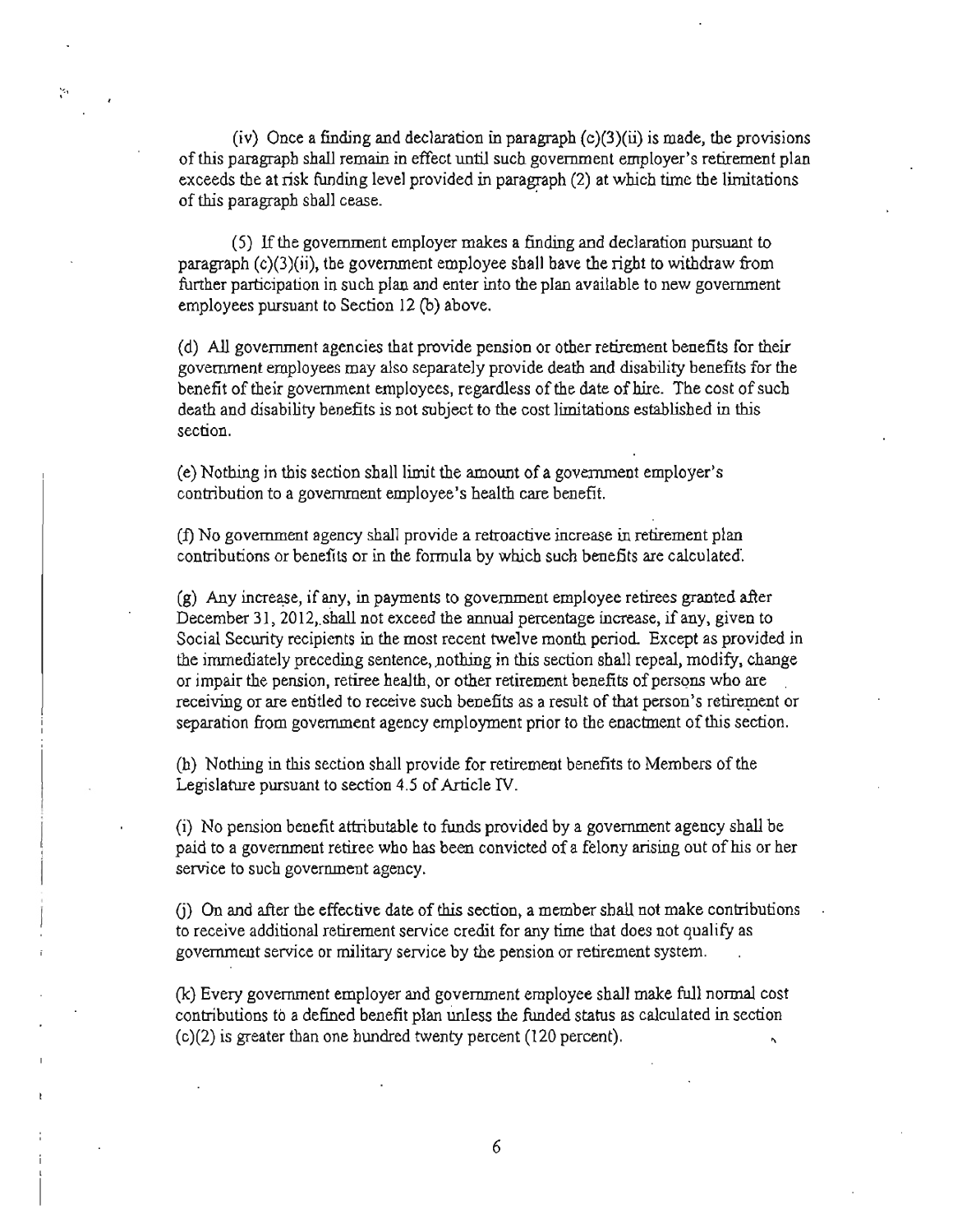(iv) Once a finding and declaration in paragraph (c)(3)(ii) is made, the provisions of this paragraph shall remain in effect until such government employer's retirement plan exceeds the at risk funding level provided in paragraph (2) at which time the limitations of this paragraph shall cease.

(5) If the government employer makes a finding and declaration pursuant to paragraph (c)(3)(ii), the government employee shall have the right to withdraw from further participation in such plan and enter into the plan available to new government employees pursuant to Section 12 (b) above.

(d) All government agencies that provide pension or other retirement benefits for their government employees may also separately provide death and disability benefits for the benefit of their government employees, regardless of the date of hire. The cost of such death and disability benefits is not subject to the cost limitations established in this section.

(e) Nothing in this section shall limit the amount of a government employer's contribution to a government employee's health care benefit.

(f) No government agency shall provide a retroactive increase in retirement plan contributions or benefits or in the formula by which such benefits are calculated.

(g) Any increase, if any, in payments to government employee retirees granted after December 31, 2012, shall not exceed the annual percentage increase, if any, given to Social Security recipients in the most recent twelve month period. Except as provided in the immediately preceding sentence, nothing in this section shall repeal, modify, change or impair the pension, retiree health, or other retirement benefits of persons who are receiving or are entitled to receive such benefits as a result of that person's retirement or separation from government agency employment prior to the enactment of this section.

(h) Nothing in this section shall provide for retirement benefits to Members of the Legislature pursuant to section 4.5 of Article IV.

(i) No pension benefit attributable to funds provided by a government agency shall be paid to a government retiree who has been convicted of a felony arising out of his or her service to such government agency.

(j) On and after the effective date of this section, a member shall not make contributions to receive additional retirement service credit for any time that does not qualify as government service or military service by the pension or retirement system.

(k) Every government employer and government employee shall make full normal cost contributions to a defined benefit plan unless the funded status as calculated in section (c)(2) is greater than one hundred twenty percent (120 percent).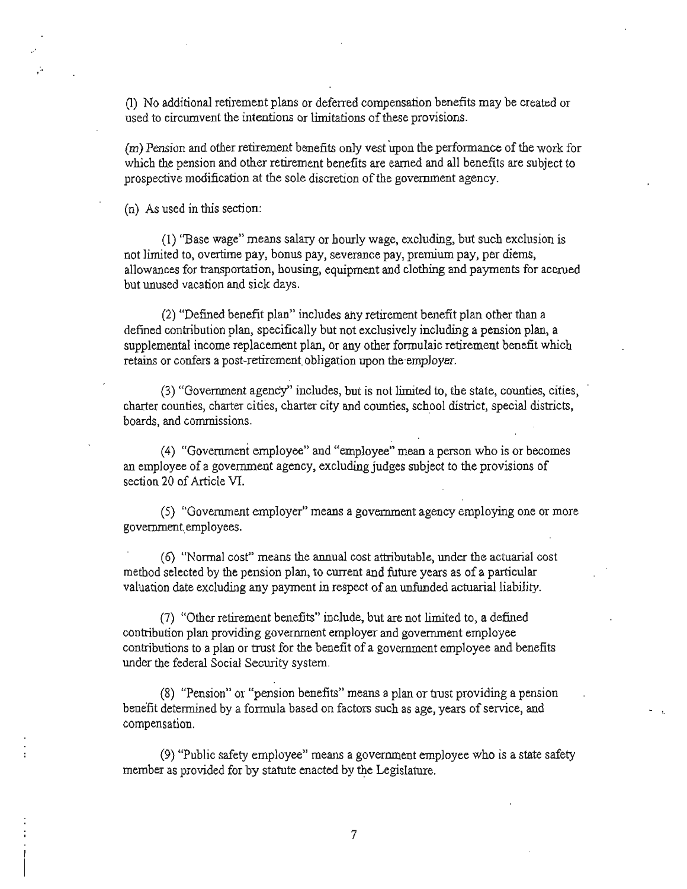(l) No additional retirement plans or deferred compensation benefits may be created or used to circumvent the intentions or limitations of these provisions.

(m) Pension and other retirement benefits only vest upon the performance of the work for which the pension and other retirement benefits are earned and all benefits are subject to prospective modification at the sole discretion of the government agency.

(n) As used in this section:

(1) "Base wage" means salary or hourly wage, excluding, but such exclusion is not limited to, overtime pay, bonus pay, severance pay, premium pay, per diems, allowances for transportation, housing, equipment and clothing and payments for accrued but unused vacation and sick days.

(2) "Defined benefit plan" includes any retirement benefit plan other than a defined contribution plan, specifically but not exclusively including a pension plan, a supplemental income replacement plan, or any other formulaic retirement benefit which retains or confers a post-retirement obligation upon the employer.

(3) "Government agency" includes, but is not limited to, the state, counties, cities, charter counties, charter cities, charter city and counties, school district, special districts, boards, and commissions.

(4) "Government employee" and "employee" mean a person who is or becomes an employee of a government agency, excluding judges subject to the provisions of section 20 of Article VI.

(5) "Government employer" means a government agency employing one or more government employees.

(6) "Normal cost" means the annual cost attributable, under the actuarial cost method selected by the pension plan, to current and future years as of a particular valuation date excluding any payment in respect of an unfunded actuarial liability.

(7) "Other retirement benefits" include, but are not limited to, a defined contribution plan providing government employer and government employee contributions to a plan or trust for the benefit of a government employee and benefits under the federal Social Security system.

(8) "Pension" or "pension benefits" means a plan or trust providing a pension benefit determined by a formula based on factors such as age, years of service, and compensation.

(9) "Public safety employee" means a government employee who is a state safety member as provided for by statute enacted by the Legislature.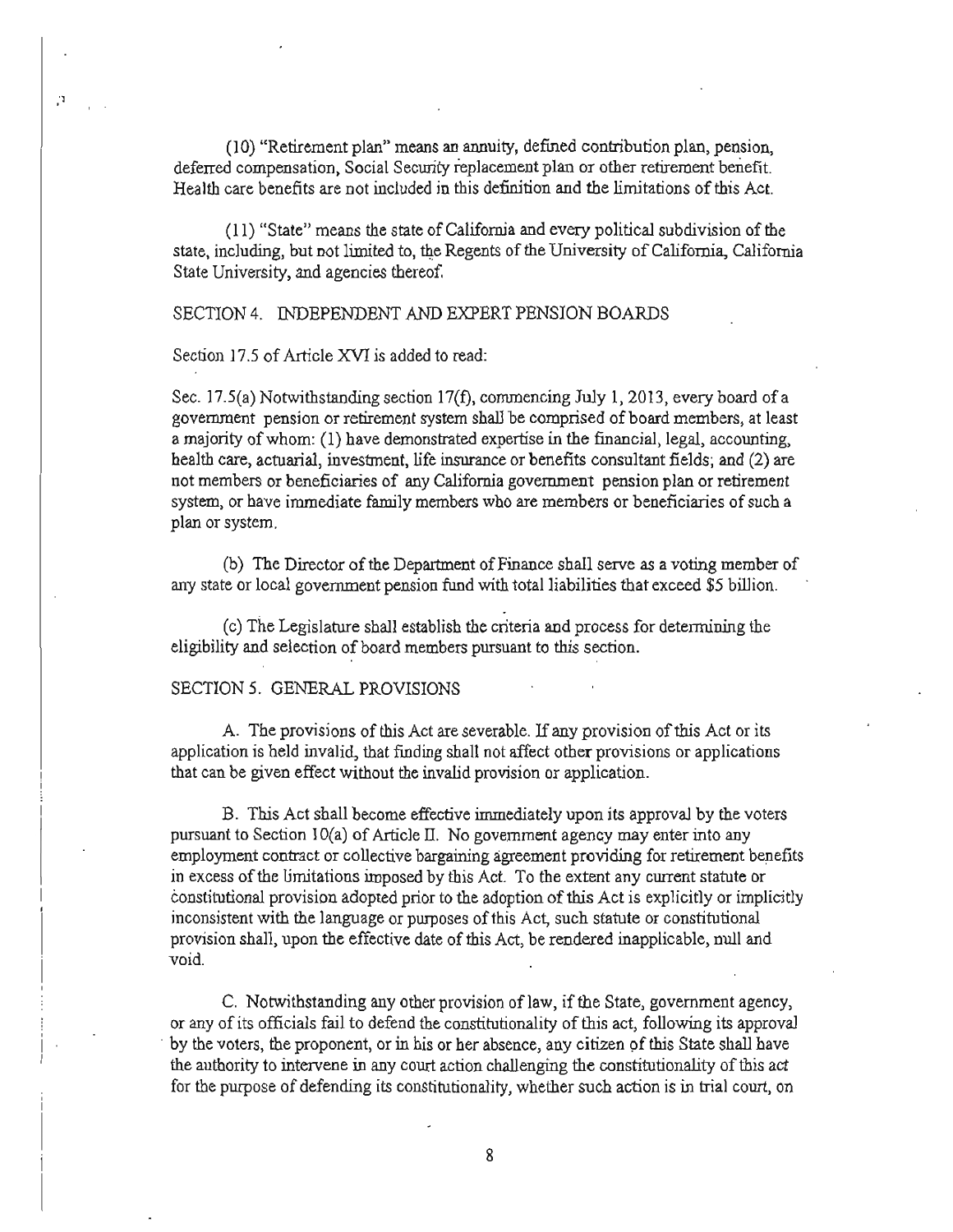(10) "Retirement plan" means an annuity, defined contribution plan, pension, deferred compensation, Social Security replacement plan or other retirement benefit. Health care benefits are not included in this definition and the limitations of this Act.

(11) "State" means the state of California and every political subdivision of the state, including, but not limited to, the Regents of the University of California, California State University, and agencies thereof.

SECTION 4. INDEPENDENT AND EXPERT PENSION BOARDS

Section 17.5 of Article XVI is added to read:

Sec. 17.5(a) Notwithstanding section 17(f), commencing July 1, 2013, every board of a government pension or retirement system shall be comprised of board members, at least a majority of whom: (1) have demonstrated expertise in the financial, legal, accounting, health care, actuarial, investment, life insurance or benefits consultant fields; and (2) are not members or beneficiaries of any California government pension plan or retirement system, or have immediate family members who are members or beneficiaries of such a plan or system.

(b) The Director of the Department of Finance shall serve as a voting member of any state or local government pension fund with total liabilities that exceed $5 billion.

(c) The Legislature shall establish the criteria and process for determining the eligibility and selection of board members pursuant to this section.

SECTION 5. GENERAL PROVISIONS

A. The provisions of this Act are severable. If any provision of this Act or its application is held invalid, that finding shall not affect other provisions or applications that can be given effect without the invalid provision or application.

B. This Act shall become effective immediately upon its approval by the voters pursuant to Section 10(a) of Article II. No government agency may enter into any employment contract or collective bargaining agreement providing for retirement benefits in excess of the limitations imposed by this Act. To the extent any current statute or constitutional provision adopted prior to the adoption of this Act is explicitly or implicitly inconsistent with the language or purposes of this Act, such statute or constitutional provision shall, upon the effective date of this Act, be rendered inapplicable, null and void.

C. Notwithstanding any other provision of law, if the State, government agency, or any of its officials fail to defend the constitutionality of this act, following its approval by the voters, the proponent, or in his or her absence, any citizen of this State shall have the authority to intervene in any court action challenging the constitutionality of this act for the purpose of defending its constitutionality, whether such action is in trial court, on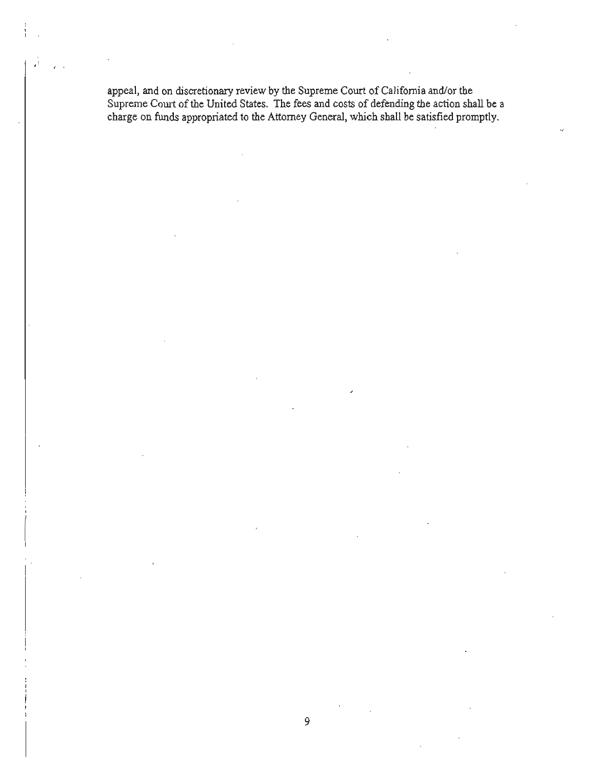appeal, and on discretionary review by the Supreme Court of California and/or the Supreme Court of the United States. The fees and costs of defending the action shall be a charge on funds appropriated to the Attorney General, which shall be satisfied promptly.